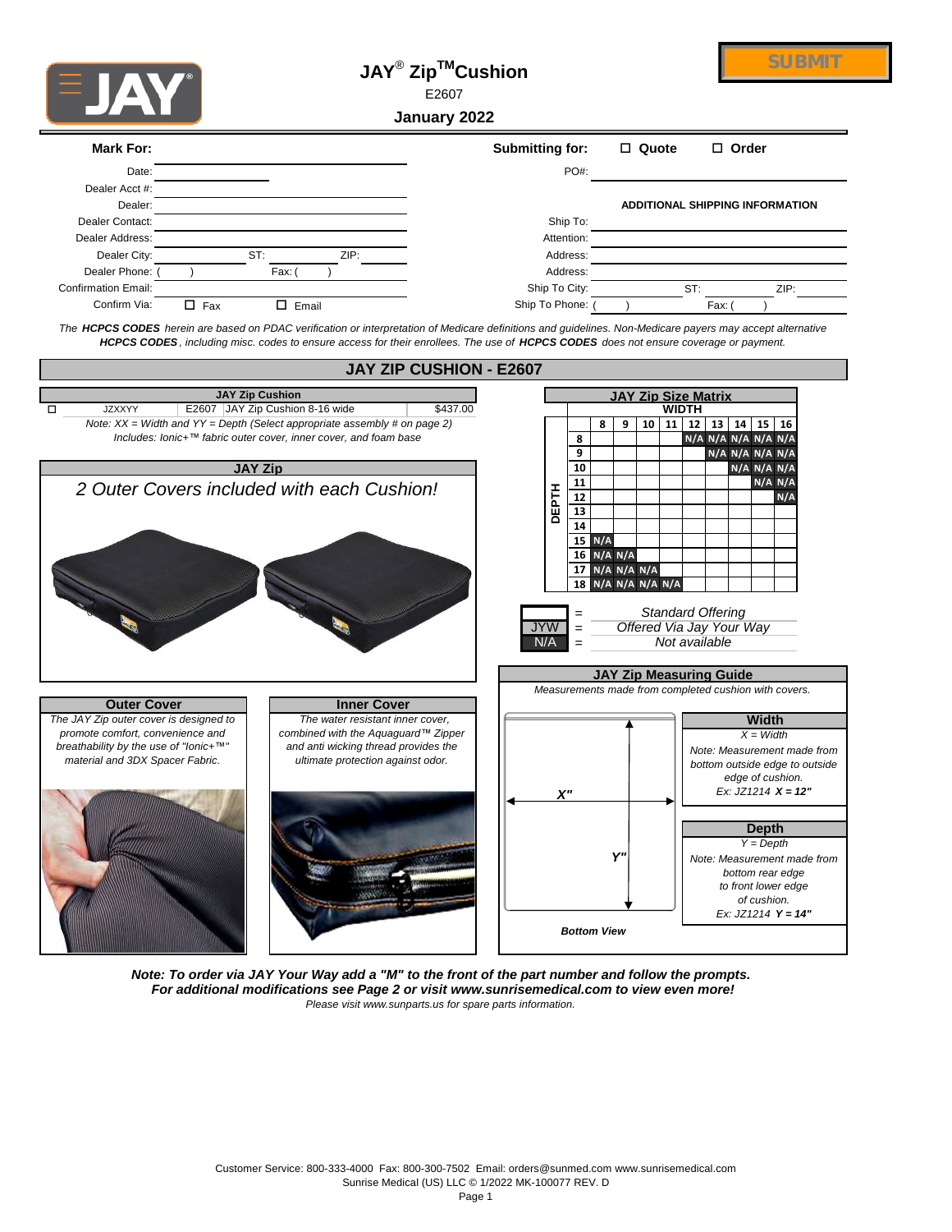# JAY® Zip™ Cushion

E2607

**January 2022**

SUBMIT

**Mark For:**

Date:

Dealer Acct #:

Dealer:

Dealer Contact:

Dealer Address:

Dealer City: ST: ZIP:

Dealer Phone: ( ) Fax: ( )

Confirmation Email:

Confirm Via: ☐ Fax ☐ Email

**Submitting for:** ☐ Quote ☐ Order

PO#:

**ADDITIONAL SHIPPING INFORMATION**

Ship To:

Attention:

Address:

Address:

Ship To City: ST: ZIP:

Ship To Phone: ( ) Fax: ( )

*The **HCPCS CODES** herein are based on PDAC verification or interpretation of Medicare definitions and guidelines. Non-Medicare payers may accept alternative **HCPCS CODES**, including misc. codes to ensure access for their enrollees. The use of **HCPCS CODES** does not ensure coverage or payment.*

## JAY ZIP CUSHION - E2607

| | JAY Zip Cushion | | |
|---|---|---|---|
| ☐ | JZXXYY | E2607 JAY Zip Cushion 8-16 wide | $437.00 |

*Note: XX = Width and YY = Depth (Select appropriate assembly # on page 2)*
*Includes: Ionic+™ fabric outer cover, inner cover, and foam base*

### JAY Zip

*2 Outer Covers included with each Cushion!*

### JAY Zip Size Matrix

| DEPTH \ WIDTH | 8 | 9 | 10 | 11 | 12 | 13 | 14 | 15 | 16 |
|---|---|---|---|---|---|---|---|---|---|
| 8 | | | | | N/A | N/A | N/A | N/A | N/A |
| 9 | | | | | | N/A | N/A | N/A | N/A |
| 10 | | | | | | | N/A | N/A | N/A |
| 11 | | | | | | | | N/A | N/A |
| 12 | | | | | | | | | N/A |
| 13 | | | | | | | | | |
| 14 | | | | | | | | | |
| 15 | N/A | | | | | | | | |
| 16 | N/A | N/A | | | | | | | |
| 17 | N/A | N/A | N/A | | | | | | |
| 18 | N/A | N/A | N/A | N/A | | | | | |

| Key | | Meaning |
|---|---|---|
| (blank) | = | *Standard Offering* |
| JYW | = | *Offered Via Jay Your Way* |
| N/A | = | *Not available* |

### Outer Cover

*The JAY Zip outer cover is designed to promote comfort, convenience and breathability by the use of "Ionic+™" material and 3DX Spacer Fabric.*

### Inner Cover

*The water resistant inner cover, combined with the Aquaguard™ Zipper and anti wicking thread provides the ultimate protection against odor.*

### JAY Zip Measuring Guide

*Measurements made from completed cushion with covers.*

**X"**

**Y"**

***Bottom View***

**Width**

*X = Width*

*Note: Measurement made from bottom outside edge to outside edge of cushion.*
*Ex: JZ1214 **X = 12"***

**Depth**

*Y = Depth*

*Note: Measurement made from bottom rear edge to front lower edge of cushion.*
*Ex: JZ1214 **Y = 14"***

***Note: To order via JAY Your Way add a "M" to the front of the part number and follow the prompts.***
***For additional modifications see Page 2 or visit www.sunrisemedical.com to view even more!***
*Please visit www.sunparts.us for spare parts information.*

Customer Service: 800-333-4000 Fax: 800-300-7502 Email: orders@sunmed.com www.sunrisemedical.com
Sunrise Medical (US) LLC © 1/2022 MK-100077 REV. D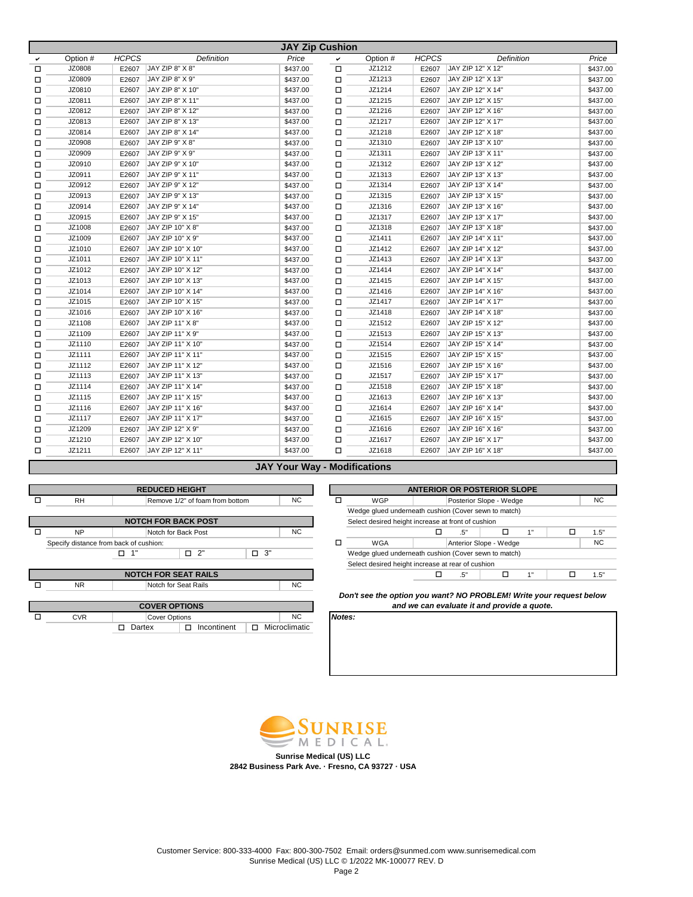## JAY Zip Cushion

| ✔ | Option # | HCPCS | Definition | Price | ✔ | Option # | HCPCS | Definition | Price |
|---|---|---|---|---|---|---|---|---|---|
| ☐ | JZ0808 | E2607 | JAY ZIP 8" X 8" | $437.00 | ☐ | JZ1212 | E2607 | JAY ZIP 12" X 12" | $437.00 |
| ☐ | JZ0809 | E2607 | JAY ZIP 8" X 9" | $437.00 | ☐ | JZ1213 | E2607 | JAY ZIP 12" X 13" | $437.00 |
| ☐ | JZ0810 | E2607 | JAY ZIP 8" X 10" | $437.00 | ☐ | JZ1214 | E2607 | JAY ZIP 12" X 14" | $437.00 |
| ☐ | JZ0811 | E2607 | JAY ZIP 8" X 11" | $437.00 | ☐ | JZ1215 | E2607 | JAY ZIP 12" X 15" | $437.00 |
| ☐ | JZ0812 | E2607 | JAY ZIP 8" X 12" | $437.00 | ☐ | JZ1216 | E2607 | JAY ZIP 12" X 16" | $437.00 |
| ☐ | JZ0813 | E2607 | JAY ZIP 8" X 13" | $437.00 | ☐ | JZ1217 | E2607 | JAY ZIP 12" X 17" | $437.00 |
| ☐ | JZ0814 | E2607 | JAY ZIP 8" X 14" | $437.00 | ☐ | JZ1218 | E2607 | JAY ZIP 12" X 18" | $437.00 |
| ☐ | JZ0908 | E2607 | JAY ZIP 9" X 8" | $437.00 | ☐ | JZ1310 | E2607 | JAY ZIP 13" X 10" | $437.00 |
| ☐ | JZ0909 | E2607 | JAY ZIP 9" X 9" | $437.00 | ☐ | JZ1311 | E2607 | JAY ZIP 13" X 11" | $437.00 |
| ☐ | JZ0910 | E2607 | JAY ZIP 9" X 10" | $437.00 | ☐ | JZ1312 | E2607 | JAY ZIP 13" X 12" | $437.00 |
| ☐ | JZ0911 | E2607 | JAY ZIP 9" X 11" | $437.00 | ☐ | JZ1313 | E2607 | JAY ZIP 13" X 13" | $437.00 |
| ☐ | JZ0912 | E2607 | JAY ZIP 9" X 12" | $437.00 | ☐ | JZ1314 | E2607 | JAY ZIP 13" X 14" | $437.00 |
| ☐ | JZ0913 | E2607 | JAY ZIP 9" X 13" | $437.00 | ☐ | JZ1315 | E2607 | JAY ZIP 13" X 15" | $437.00 |
| ☐ | JZ0914 | E2607 | JAY ZIP 9" X 14" | $437.00 | ☐ | JZ1316 | E2607 | JAY ZIP 13" X 16" | $437.00 |
| ☐ | JZ0915 | E2607 | JAY ZIP 9" X 15" | $437.00 | ☐ | JZ1317 | E2607 | JAY ZIP 13" X 17" | $437.00 |
| ☐ | JZ1008 | E2607 | JAY ZIP 10" X 8" | $437.00 | ☐ | JZ1318 | E2607 | JAY ZIP 13" X 18" | $437.00 |
| ☐ | JZ1009 | E2607 | JAY ZIP 10" X 9" | $437.00 | ☐ | JZ1411 | E2607 | JAY ZIP 14" X 11" | $437.00 |
| ☐ | JZ1010 | E2607 | JAY ZIP 10" X 10" | $437.00 | ☐ | JZ1412 | E2607 | JAY ZIP 14" X 12" | $437.00 |
| ☐ | JZ1011 | E2607 | JAY ZIP 10" X 11" | $437.00 | ☐ | JZ1413 | E2607 | JAY ZIP 14" X 13" | $437.00 |
| ☐ | JZ1012 | E2607 | JAY ZIP 10" X 12" | $437.00 | ☐ | JZ1414 | E2607 | JAY ZIP 14" X 14" | $437.00 |
| ☐ | JZ1013 | E2607 | JAY ZIP 10" X 13" | $437.00 | ☐ | JZ1415 | E2607 | JAY ZIP 14" X 15" | $437.00 |
| ☐ | JZ1014 | E2607 | JAY ZIP 10" X 14" | $437.00 | ☐ | JZ1416 | E2607 | JAY ZIP 14" X 16" | $437.00 |
| ☐ | JZ1015 | E2607 | JAY ZIP 10" X 15" | $437.00 | ☐ | JZ1417 | E2607 | JAY ZIP 14" X 17" | $437.00 |
| ☐ | JZ1016 | E2607 | JAY ZIP 10" X 16" | $437.00 | ☐ | JZ1418 | E2607 | JAY ZIP 14" X 18" | $437.00 |
| ☐ | JZ1108 | E2607 | JAY ZIP 11" X 8" | $437.00 | ☐ | JZ1512 | E2607 | JAY ZIP 15" X 12" | $437.00 |
| ☐ | JZ1109 | E2607 | JAY ZIP 11" X 9" | $437.00 | ☐ | JZ1513 | E2607 | JAY ZIP 15" X 13" | $437.00 |
| ☐ | JZ1110 | E2607 | JAY ZIP 11" X 10" | $437.00 | ☐ | JZ1514 | E2607 | JAY ZIP 15" X 14" | $437.00 |
| ☐ | JZ1111 | E2607 | JAY ZIP 11" X 11" | $437.00 | ☐ | JZ1515 | E2607 | JAY ZIP 15" X 15" | $437.00 |
| ☐ | JZ1112 | E2607 | JAY ZIP 11" X 12" | $437.00 | ☐ | JZ1516 | E2607 | JAY ZIP 15" X 16" | $437.00 |
| ☐ | JZ1113 | E2607 | JAY ZIP 11" X 13" | $437.00 | ☐ | JZ1517 | E2607 | JAY ZIP 15" X 17" | $437.00 |
| ☐ | JZ1114 | E2607 | JAY ZIP 11" X 14" | $437.00 | ☐ | JZ1518 | E2607 | JAY ZIP 15" X 18" | $437.00 |
| ☐ | JZ1115 | E2607 | JAY ZIP 11" X 15" | $437.00 | ☐ | JZ1613 | E2607 | JAY ZIP 16" X 13" | $437.00 |
| ☐ | JZ1116 | E2607 | JAY ZIP 11" X 16" | $437.00 | ☐ | JZ1614 | E2607 | JAY ZIP 16" X 14" | $437.00 |
| ☐ | JZ1117 | E2607 | JAY ZIP 11" X 17" | $437.00 | ☐ | JZ1615 | E2607 | JAY ZIP 16" X 15" | $437.00 |
| ☐ | JZ1209 | E2607 | JAY ZIP 12" X 9" | $437.00 | ☐ | JZ1616 | E2607 | JAY ZIP 16" X 16" | $437.00 |
| ☐ | JZ1210 | E2607 | JAY ZIP 12" X 10" | $437.00 | ☐ | JZ1617 | E2607 | JAY ZIP 16" X 17" | $437.00 |
| ☐ | JZ1211 | E2607 | JAY ZIP 12" X 11" | $437.00 | ☐ | JZ1618 | E2607 | JAY ZIP 16" X 18" | $437.00 |

## JAY Your Way - Modifications

### REDUCED HEIGHT

| | | | |
|---|---|---|---|
| ☐ | RH | Remove 1/2" of foam from bottom | NC |

### NOTCH FOR BACK POST

| | | | |
|---|---|---|---|
| ☐ | NP | Notch for Back Post | NC |

Specify distance from back of cushion: ☐ 1" ☐ 2" ☐ 3"

### NOTCH FOR SEAT RAILS

| | | | |
|---|---|---|---|
| ☐ | NR | Notch for Seat Rails | NC |

### COVER OPTIONS

| | | | |
|---|---|---|---|
| ☐ | CVR | Cover Options | NC |

☐ Dartex ☐ Incontinent ☐ Microclimatic

### ANTERIOR OR POSTERIOR SLOPE

| | | | |
|---|---|---|---|
| ☐ | WGP | Posterior Slope - Wedge | NC |

Wedge glued underneath cushion (Cover sewn to match)

Select desired height increase at front of cushion: ☐ .5" ☐ 1" ☐ 1.5"

| | | | |
|---|---|---|---|
| ☐ | WGA | Anterior Slope - Wedge | NC |

Wedge glued underneath cushion (Cover sewn to match)

Select desired height increase at rear of cushion: ☐ .5" ☐ 1" ☐ 1.5"

***Don't see the option you want? NO PROBLEM! Write your request below and we can evaluate it and provide a quote.***

***Notes:***

**Sunrise Medical (US) LLC**
**2842 Business Park Ave. · Fresno, CA 93727 · USA**

Customer Service: 800-333-4000 Fax: 800-300-7502 Email: orders@sunmed.com www.sunrisemedical.com
Sunrise Medical (US) LLC © 1/2022 MK-100077 REV. D